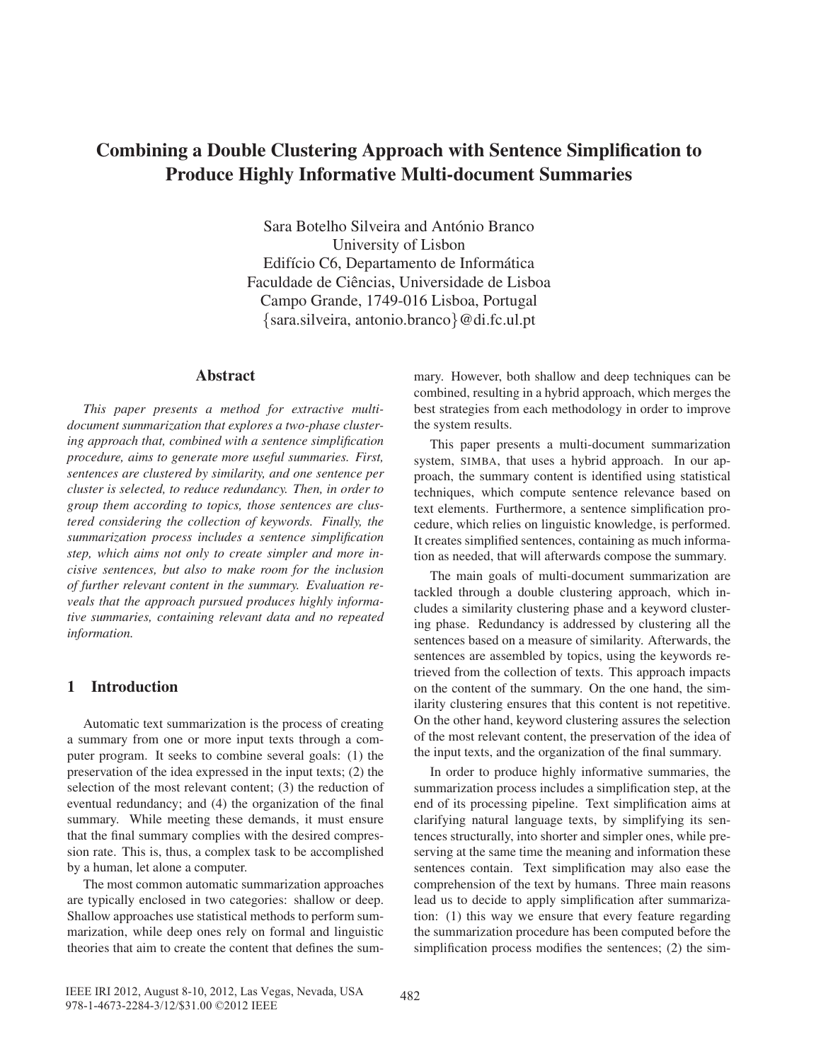# Combining a Double Clustering Approach with Sentence Simplification to Produce Highly Informative Multi-document Summaries

Sara Botelho Silveira and António Branco
University of Lisbon
Edifício C6, Departamento de Informática
Faculdade de Ciências, Universidade de Lisboa
Campo Grande, 1749-016 Lisboa, Portugal
{sara.silveira, antonio.branco}@di.fc.ul.pt

## Abstract

*This paper presents a method for extractive multi-document summarization that explores a two-phase clustering approach that, combined with a sentence simplification procedure, aims to generate more useful summaries. First, sentences are clustered by similarity, and one sentence per cluster is selected, to reduce redundancy. Then, in order to group them according to topics, those sentences are clustered considering the collection of keywords. Finally, the summarization process includes a sentence simplification step, which aims not only to create simpler and more incisive sentences, but also to make room for the inclusion of further relevant content in the summary. Evaluation reveals that the approach pursued produces highly informative summaries, containing relevant data and no repeated information.*

## 1 Introduction

Automatic text summarization is the process of creating a summary from one or more input texts through a computer program. It seeks to combine several goals: (1) the preservation of the idea expressed in the input texts; (2) the selection of the most relevant content; (3) the reduction of eventual redundancy; and (4) the organization of the final summary. While meeting these demands, it must ensure that the final summary complies with the desired compression rate. This is, thus, a complex task to be accomplished by a human, let alone a computer.

The most common automatic summarization approaches are typically enclosed in two categories: shallow or deep. Shallow approaches use statistical methods to perform summarization, while deep ones rely on formal and linguistic theories that aim to create the content that defines the summary. However, both shallow and deep techniques can be combined, resulting in a hybrid approach, which merges the best strategies from each methodology in order to improve the system results.

This paper presents a multi-document summarization system, SIMBA, that uses a hybrid approach. In our approach, the summary content is identified using statistical techniques, which compute sentence relevance based on text elements. Furthermore, a sentence simplification procedure, which relies on linguistic knowledge, is performed. It creates simplified sentences, containing as much information as needed, that will afterwards compose the summary.

The main goals of multi-document summarization are tackled through a double clustering approach, which includes a similarity clustering phase and a keyword clustering phase. Redundancy is addressed by clustering all the sentences based on a measure of similarity. Afterwards, the sentences are assembled by topics, using the keywords retrieved from the collection of texts. This approach impacts on the content of the summary. On the one hand, the similarity clustering ensures that this content is not repetitive. On the other hand, keyword clustering assures the selection of the most relevant content, the preservation of the idea of the input texts, and the organization of the final summary.

In order to produce highly informative summaries, the summarization process includes a simplification step, at the end of its processing pipeline. Text simplification aims at clarifying natural language texts, by simplifying its sentences structurally, into shorter and simpler ones, while preserving at the same time the meaning and information these sentences contain. Text simplification may also ease the comprehension of the text by humans. Three main reasons lead us to decide to apply simplification after summarization: (1) this way we ensure that every feature regarding the summarization procedure has been computed before the simplification process modifies the sentences; (2) the sim-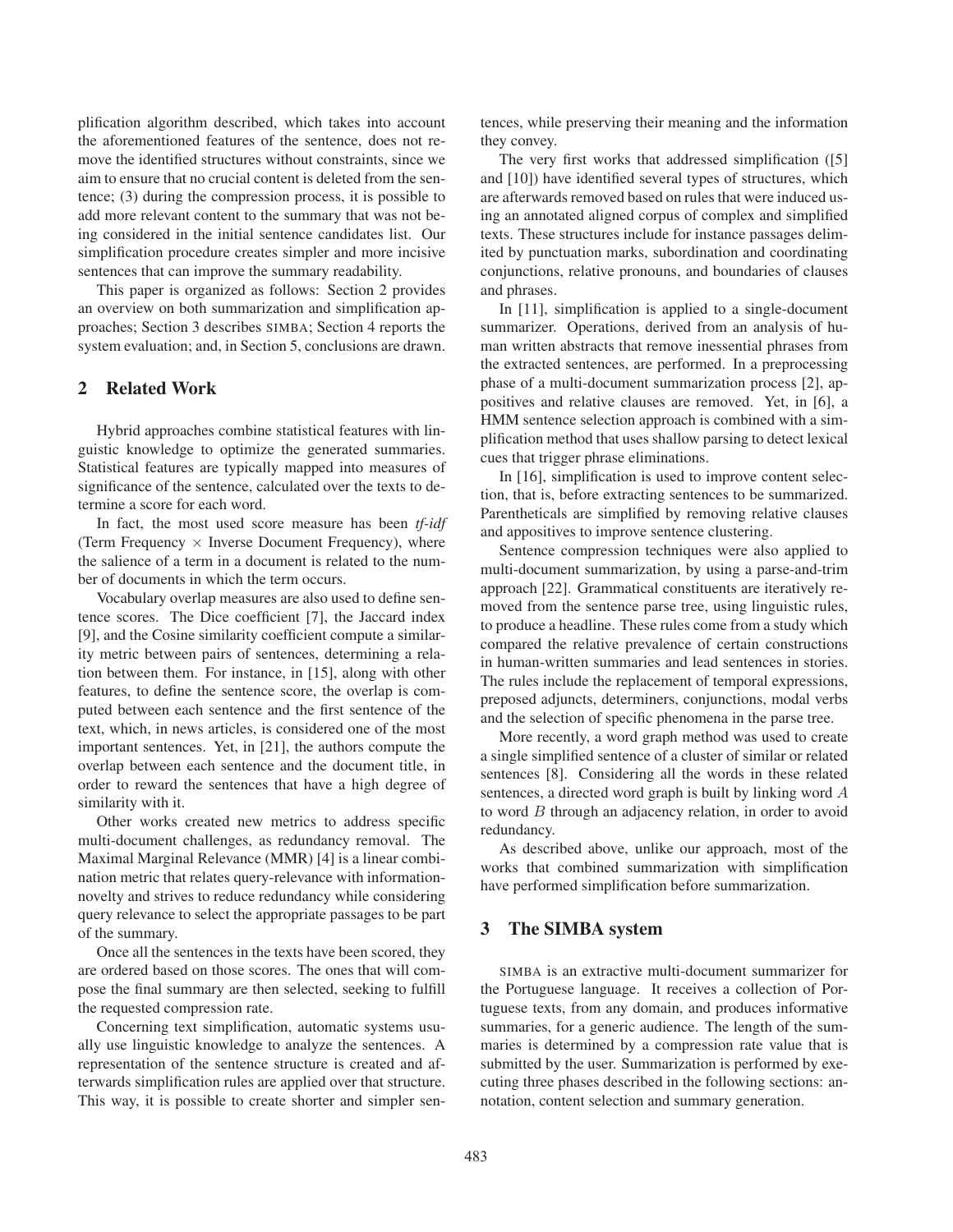plification algorithm described, which takes into account the aforementioned features of the sentence, does not remove the identified structures without constraints, since we aim to ensure that no crucial content is deleted from the sentence; (3) during the compression process, it is possible to add more relevant content to the summary that was not being considered in the initial sentence candidates list. Our simplification procedure creates simpler and more incisive sentences that can improve the summary readability.

This paper is organized as follows: Section 2 provides an overview on both summarization and simplification approaches; Section 3 describes SIMBA; Section 4 reports the system evaluation; and, in Section 5, conclusions are drawn.

## 2 Related Work

Hybrid approaches combine statistical features with linguistic knowledge to optimize the generated summaries. Statistical features are typically mapped into measures of significance of the sentence, calculated over the texts to determine a score for each word.

In fact, the most used score measure has been *tf-idf* (Term Frequency $\times$ Inverse Document Frequency), where the salience of a term in a document is related to the number of documents in which the term occurs.

Vocabulary overlap measures are also used to define sentence scores. The Dice coefficient [7], the Jaccard index [9], and the Cosine similarity coefficient compute a similarity metric between pairs of sentences, determining a relation between them. For instance, in [15], along with other features, to define the sentence score, the overlap is computed between each sentence and the first sentence of the text, which, in news articles, is considered one of the most important sentences. Yet, in [21], the authors compute the overlap between each sentence and the document title, in order to reward the sentences that have a high degree of similarity with it.

Other works created new metrics to address specific multi-document challenges, as redundancy removal. The Maximal Marginal Relevance (MMR) [4] is a linear combination metric that relates query-relevance with information-novelty and strives to reduce redundancy while considering query relevance to select the appropriate passages to be part of the summary.

Once all the sentences in the texts have been scored, they are ordered based on those scores. The ones that will compose the final summary are then selected, seeking to fulfill the requested compression rate.

Concerning text simplification, automatic systems usually use linguistic knowledge to analyze the sentences. A representation of the sentence structure is created and afterwards simplification rules are applied over that structure. This way, it is possible to create shorter and simpler sentences, while preserving their meaning and the information they convey.

The very first works that addressed simplification ([5] and [10]) have identified several types of structures, which are afterwards removed based on rules that were induced using an annotated aligned corpus of complex and simplified texts. These structures include for instance passages delimited by punctuation marks, subordination and coordinating conjunctions, relative pronouns, and boundaries of clauses and phrases.

In [11], simplification is applied to a single-document summarizer. Operations, derived from an analysis of human written abstracts that remove inessential phrases from the extracted sentences, are performed. In a preprocessing phase of a multi-document summarization process [2], appositives and relative clauses are removed. Yet, in [6], a HMM sentence selection approach is combined with a simplification method that uses shallow parsing to detect lexical cues that trigger phrase eliminations.

In [16], simplification is used to improve content selection, that is, before extracting sentences to be summarized. Parentheticals are simplified by removing relative clauses and appositives to improve sentence clustering.

Sentence compression techniques were also applied to multi-document summarization, by using a parse-and-trim approach [22]. Grammatical constituents are iteratively removed from the sentence parse tree, using linguistic rules, to produce a headline. These rules come from a study which compared the relative prevalence of certain constructions in human-written summaries and lead sentences in stories. The rules include the replacement of temporal expressions, preposed adjuncts, determiners, conjunctions, modal verbs and the selection of specific phenomena in the parse tree.

More recently, a word graph method was used to create a single simplified sentence of a cluster of similar or related sentences [8]. Considering all the words in these related sentences, a directed word graph is built by linking word $A$ to word $B$ through an adjacency relation, in order to avoid redundancy.

As described above, unlike our approach, most of the works that combined summarization with simplification have performed simplification before summarization.

## 3 The SIMBA system

SIMBA is an extractive multi-document summarizer for the Portuguese language. It receives a collection of Portuguese texts, from any domain, and produces informative summaries, for a generic audience. The length of the summaries is determined by a compression rate value that is submitted by the user. Summarization is performed by executing three phases described in the following sections: annotation, content selection and summary generation.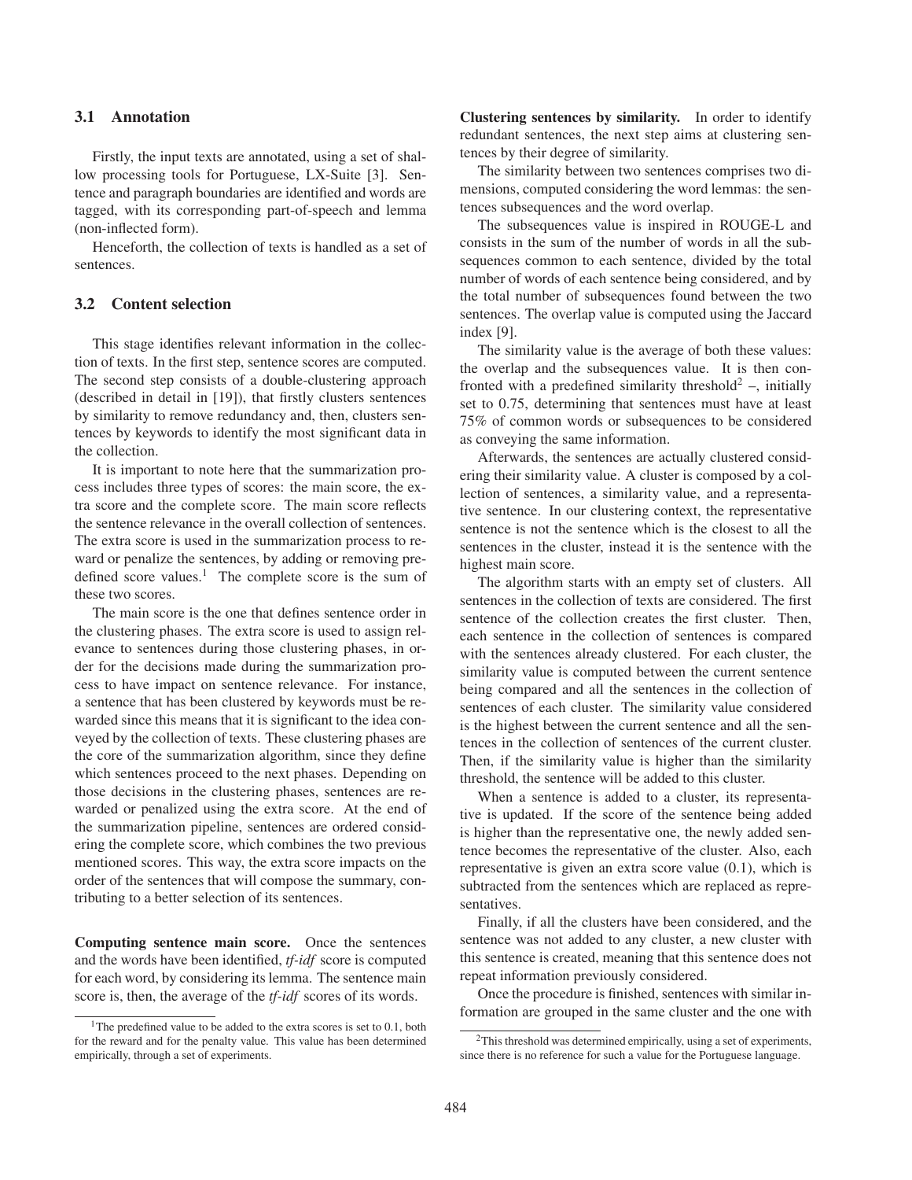### 3.1 Annotation

Firstly, the input texts are annotated, using a set of shallow processing tools for Portuguese, LX-Suite [3]. Sentence and paragraph boundaries are identified and words are tagged, with its corresponding part-of-speech and lemma (non-inflected form).

Henceforth, the collection of texts is handled as a set of sentences.

### 3.2 Content selection

This stage identifies relevant information in the collection of texts. In the first step, sentence scores are computed. The second step consists of a double-clustering approach (described in detail in [19]), that firstly clusters sentences by similarity to remove redundancy and, then, clusters sentences by keywords to identify the most significant data in the collection.

It is important to note here that the summarization process includes three types of scores: the main score, the extra score and the complete score. The main score reflects the sentence relevance in the overall collection of sentences. The extra score is used in the summarization process to reward or penalize the sentences, by adding or removing predefined score values.[1] The complete score is the sum of these two scores.

The main score is the one that defines sentence order in the clustering phases. The extra score is used to assign relevance to sentences during those clustering phases, in order for the decisions made during the summarization process to have impact on sentence relevance. For instance, a sentence that has been clustered by keywords must be rewarded since this means that it is significant to the idea conveyed by the collection of texts. These clustering phases are the core of the summarization algorithm, since they define which sentences proceed to the next phases. Depending on those decisions in the clustering phases, sentences are rewarded or penalized using the extra score. At the end of the summarization pipeline, sentences are ordered considering the complete score, which combines the two previous mentioned scores. This way, the extra score impacts on the order of the sentences that will compose the summary, contributing to a better selection of its sentences.

**Computing sentence main score.** Once the sentences and the words have been identified, *tf-idf* score is computed for each word, by considering its lemma. The sentence main score is, then, the average of the *tf-idf* scores of its words.

**Clustering sentences by similarity.** In order to identify redundant sentences, the next step aims at clustering sentences by their degree of similarity.

The similarity between two sentences comprises two dimensions, computed considering the word lemmas: the sentences subsequences and the word overlap.

The subsequences value is inspired in ROUGE-L and consists in the sum of the number of words in all the subsequences common to each sentence, divided by the total number of words of each sentence being considered, and by the total number of subsequences found between the two sentences. The overlap value is computed using the Jaccard index [9].

The similarity value is the average of both these values: the overlap and the subsequences value. It is then confronted with a predefined similarity threshold[2] –, initially set to 0.75, determining that sentences must have at least 75% of common words or subsequences to be considered as conveying the same information.

Afterwards, the sentences are actually clustered considering their similarity value. A cluster is composed by a collection of sentences, a similarity value, and a representative sentence. In our clustering context, the representative sentence is not the sentence which is the closest to all the sentences in the cluster, instead it is the sentence with the highest main score.

The algorithm starts with an empty set of clusters. All sentences in the collection of texts are considered. The first sentence of the collection creates the first cluster. Then, each sentence in the collection of sentences is compared with the sentences already clustered. For each cluster, the similarity value is computed between the current sentence being compared and all the sentences in the collection of sentences of each cluster. The similarity value considered is the highest between the current sentence and all the sentences in the collection of sentences of the current cluster. Then, if the similarity value is higher than the similarity threshold, the sentence will be added to this cluster.

When a sentence is added to a cluster, its representative is updated. If the score of the sentence being added is higher than the representative one, the newly added sentence becomes the representative of the cluster. Also, each representative is given an extra score value (0.1), which is subtracted from the sentences which are replaced as representatives.

Finally, if all the clusters have been considered, and the sentence was not added to any cluster, a new cluster with this sentence is created, meaning that this sentence does not repeat information previously considered.

Once the procedure is finished, sentences with similar information are grouped in the same cluster and the one with

[1] The predefined value to be added to the extra scores is set to 0.1, both for the reward and for the penalty value. This value has been determined empirically, through a set of experiments.

[2] This threshold was determined empirically, using a set of experiments, since there is no reference for such a value for the Portuguese language.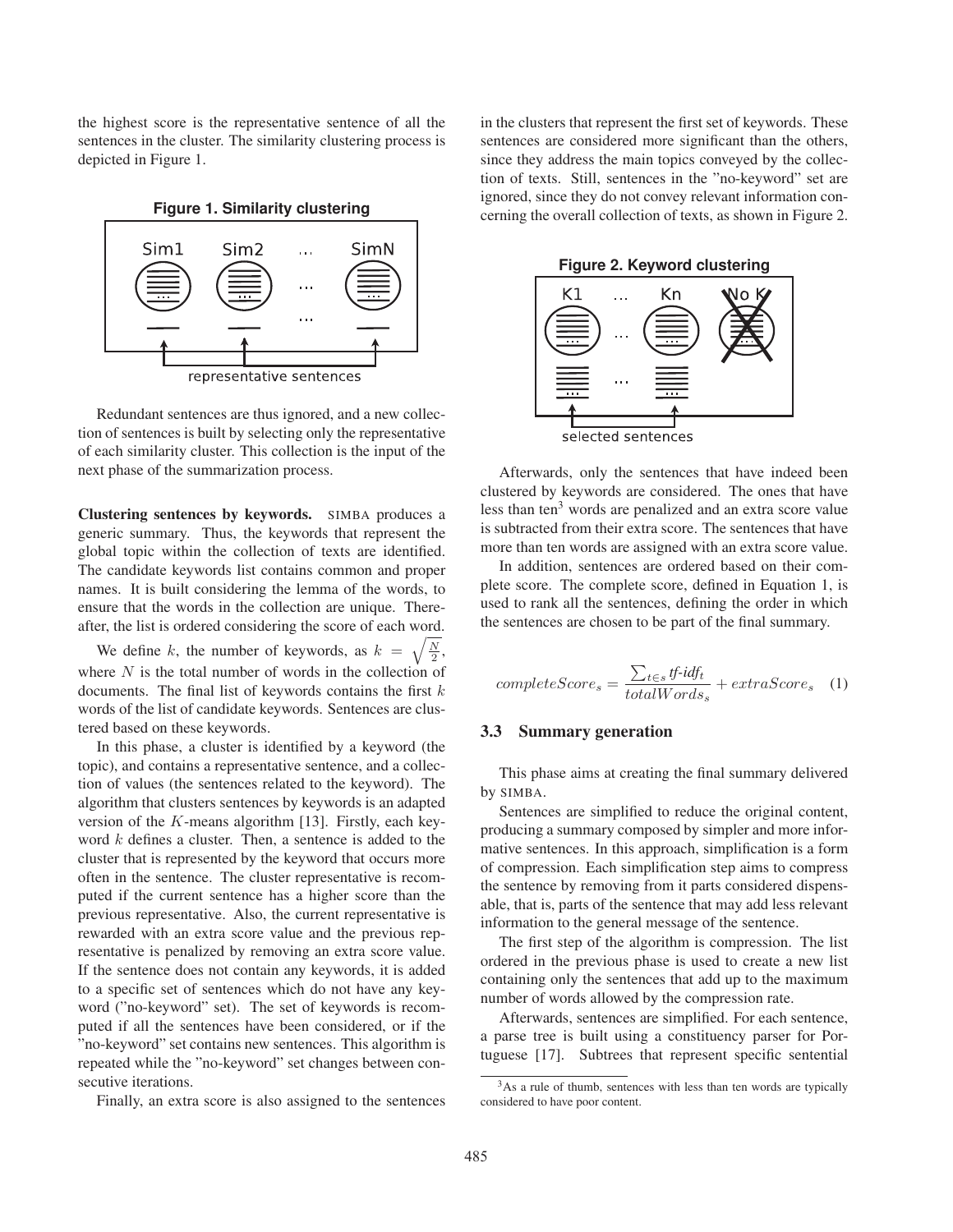the highest score is the representative sentence of all the sentences in the cluster. The similarity clustering process is depicted in Figure 1.

**Figure 1. Similarity clustering**

Redundant sentences are thus ignored, and a new collection of sentences is built by selecting only the representative of each similarity cluster. This collection is the input of the next phase of the summarization process.

**Clustering sentences by keywords.** SIMBA produces a generic summary. Thus, the keywords that represent the global topic within the collection of texts are identified. The candidate keywords list contains common and proper names. It is built considering the lemma of the words, to ensure that the words in the collection are unique. Thereafter, the list is ordered considering the score of each word.

We define $k$, the number of keywords, as $k = \sqrt{\frac{N}{2}}$, where $N$ is the total number of words in the collection of documents. The final list of keywords contains the first $k$ words of the list of candidate keywords. Sentences are clustered based on these keywords.

In this phase, a cluster is identified by a keyword (the topic), and contains a representative sentence, and a collection of values (the sentences related to the keyword). The algorithm that clusters sentences by keywords is an adapted version of the $K$-means algorithm [13]. Firstly, each keyword $k$ defines a cluster. Then, a sentence is added to the cluster that is represented by the keyword that occurs more often in the sentence. The cluster representative is recomputed if the current sentence has a higher score than the previous representative. Also, the current representative is rewarded with an extra score value and the previous representative is penalized by removing an extra score value. If the sentence does not contain any keywords, it is added to a specific set of sentences which do not have any keyword ("no-keyword" set). The set of keywords is recomputed if all the sentences have been considered, or if the "no-keyword" set contains new sentences. This algorithm is repeated while the "no-keyword" set changes between consecutive iterations.

Finally, an extra score is also assigned to the sentences in the clusters that represent the first set of keywords. These sentences are considered more significant than the others, since they address the main topics conveyed by the collection of texts. Still, sentences in the "no-keyword" set are ignored, since they do not convey relevant information concerning the overall collection of texts, as shown in Figure 2.

**Figure 2. Keyword clustering**

Afterwards, only the sentences that have indeed been clustered by keywords are considered. The ones that have less than ten[3] words are penalized and an extra score value is subtracted from their extra score. The sentences that have more than ten words are assigned with an extra score value.

In addition, sentences are ordered based on their complete score. The complete score, defined in Equation 1, is used to rank all the sentences, defining the order in which the sentences are chosen to be part of the final summary.

$$completeScore_s = \frac{\sum_{t \in s} \textit{tf-idf}_t}{totalWords_s} + extraScore_s \quad (1)$$

### 3.3 Summary generation

This phase aims at creating the final summary delivered by SIMBA.

Sentences are simplified to reduce the original content, producing a summary composed by simpler and more informative sentences. In this approach, simplification is a form of compression. Each simplification step aims to compress the sentence by removing from it parts considered dispensable, that is, parts of the sentence that may add less relevant information to the general message of the sentence.

The first step of the algorithm is compression. The list ordered in the previous phase is used to create a new list containing only the sentences that add up to the maximum number of words allowed by the compression rate.

Afterwards, sentences are simplified. For each sentence, a parse tree is built using a constituency parser for Portuguese [17]. Subtrees that represent specific sentential

[3] As a rule of thumb, sentences with less than ten words are typically considered to have poor content.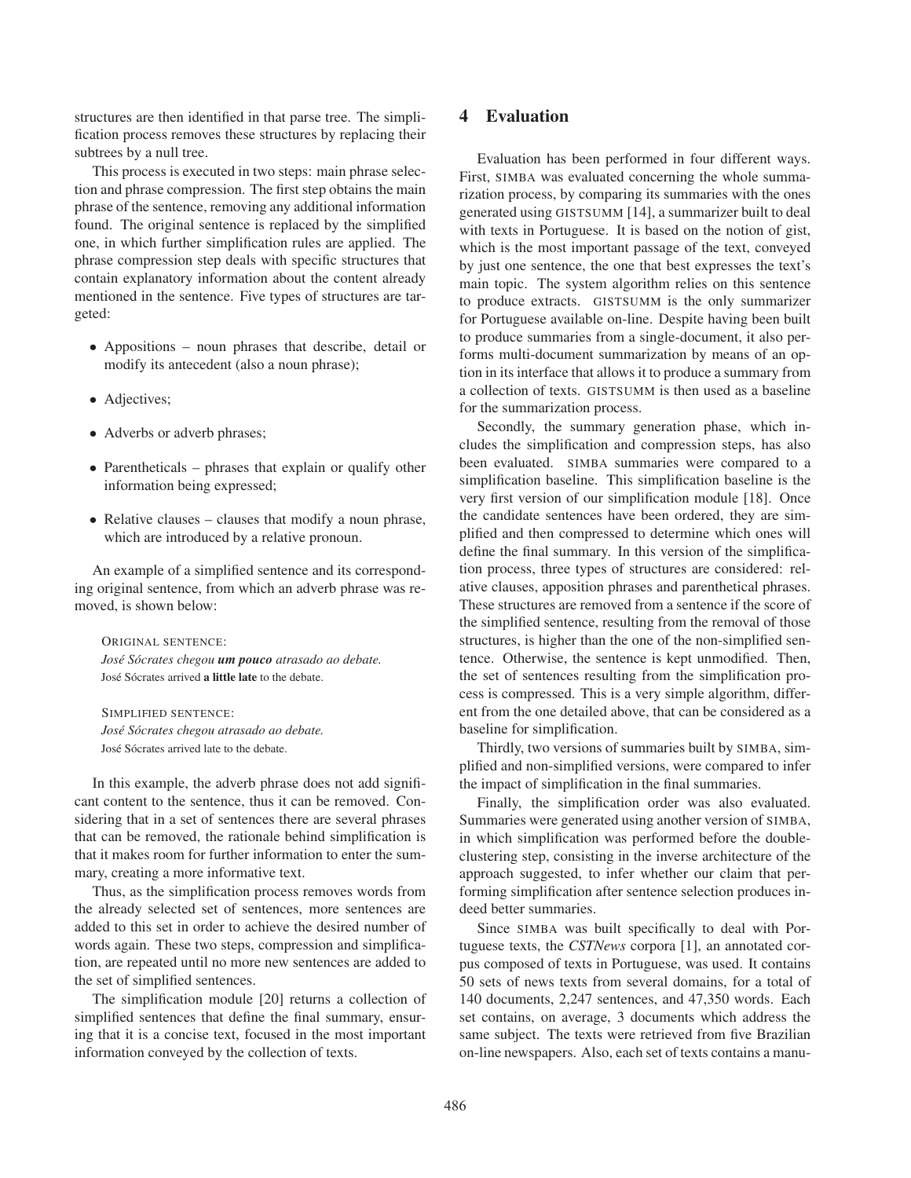structures are then identified in that parse tree. The simplification process removes these structures by replacing their subtrees by a null tree.

This process is executed in two steps: main phrase selection and phrase compression. The first step obtains the main phrase of the sentence, removing any additional information found. The original sentence is replaced by the simplified one, in which further simplification rules are applied. The phrase compression step deals with specific structures that contain explanatory information about the content already mentioned in the sentence. Five types of structures are targeted:

- Appositions – noun phrases that describe, detail or modify its antecedent (also a noun phrase);
- Adjectives;
- Adverbs or adverb phrases;
- Parentheticals – phrases that explain or qualify other information being expressed;
- Relative clauses – clauses that modify a noun phrase, which are introduced by a relative pronoun.

An example of a simplified sentence and its corresponding original sentence, from which an adverb phrase was removed, is shown below:

ORIGINAL SENTENCE:
*José Sócrates chegou **um pouco** atrasado ao debate.*
José Sócrates arrived **a little late** to the debate.

SIMPLIFIED SENTENCE:
*José Sócrates chegou atrasado ao debate.*
José Sócrates arrived late to the debate.

In this example, the adverb phrase does not add significant content to the sentence, thus it can be removed. Considering that in a set of sentences there are several phrases that can be removed, the rationale behind simplification is that it makes room for further information to enter the summary, creating a more informative text.

Thus, as the simplification process removes words from the already selected set of sentences, more sentences are added to this set in order to achieve the desired number of words again. These two steps, compression and simplification, are repeated until no more new sentences are added to the set of simplified sentences.

The simplification module [20] returns a collection of simplified sentences that define the final summary, ensuring that it is a concise text, focused in the most important information conveyed by the collection of texts.

# 4 Evaluation

Evaluation has been performed in four different ways. First, SIMBA was evaluated concerning the whole summarization process, by comparing its summaries with the ones generated using GISTSUMM [14], a summarizer built to deal with texts in Portuguese. It is based on the notion of gist, which is the most important passage of the text, conveyed by just one sentence, the one that best expresses the text's main topic. The system algorithm relies on this sentence to produce extracts. GISTSUMM is the only summarizer for Portuguese available on-line. Despite having been built to produce summaries from a single-document, it also performs multi-document summarization by means of an option in its interface that allows it to produce a summary from a collection of texts. GISTSUMM is then used as a baseline for the summarization process.

Secondly, the summary generation phase, which includes the simplification and compression steps, has also been evaluated. SIMBA summaries were compared to a simplification baseline. This simplification baseline is the very first version of our simplification module [18]. Once the candidate sentences have been ordered, they are simplified and then compressed to determine which ones will define the final summary. In this version of the simplification process, three types of structures are considered: relative clauses, apposition phrases and parenthetical phrases. These structures are removed from a sentence if the score of the simplified sentence, resulting from the removal of those structures, is higher than the one of the non-simplified sentence. Otherwise, the sentence is kept unmodified. Then, the set of sentences resulting from the simplification process is compressed. This is a very simple algorithm, different from the one detailed above, that can be considered as a baseline for simplification.

Thirdly, two versions of summaries built by SIMBA, simplified and non-simplified versions, were compared to infer the impact of simplification in the final summaries.

Finally, the simplification order was also evaluated. Summaries were generated using another version of SIMBA, in which simplification was performed before the double-clustering step, consisting in the inverse architecture of the approach suggested, to infer whether our claim that performing simplification after sentence selection produces indeed better summaries.

Since SIMBA was built specifically to deal with Portuguese texts, the *CSTNews* corpora [1], an annotated corpus composed of texts in Portuguese, was used. It contains 50 sets of news texts from several domains, for a total of 140 documents, 2,247 sentences, and 47,350 words. Each set contains, on average, 3 documents which address the same subject. The texts were retrieved from five Brazilian on-line newspapers. Also, each set of texts contains a manu-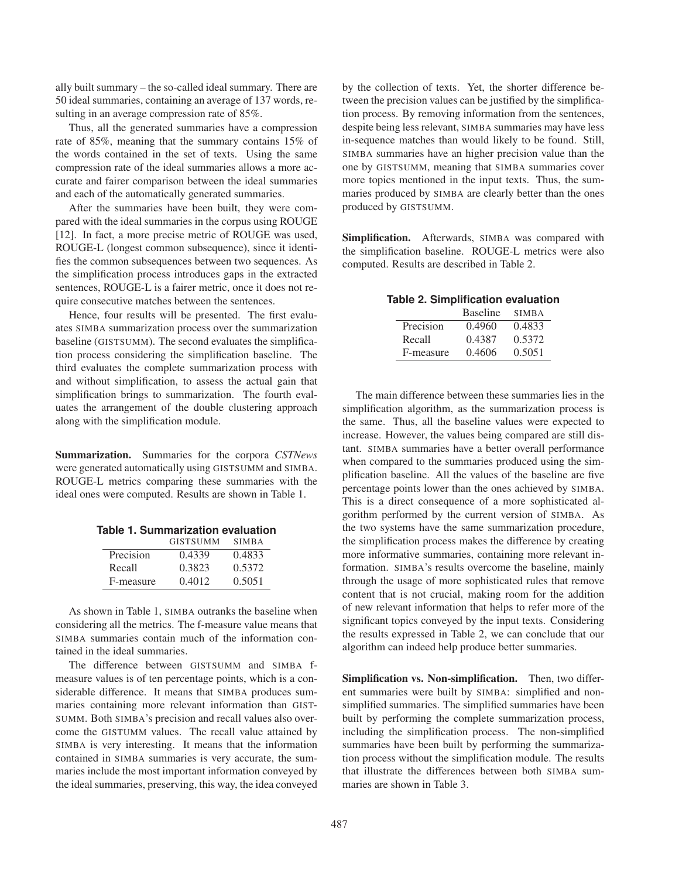ally built summary – the so-called ideal summary. There are 50 ideal summaries, containing an average of 137 words, resulting in an average compression rate of 85%.

Thus, all the generated summaries have a compression rate of 85%, meaning that the summary contains 15% of the words contained in the set of texts. Using the same compression rate of the ideal summaries allows a more accurate and fairer comparison between the ideal summaries and each of the automatically generated summaries.

After the summaries have been built, they were compared with the ideal summaries in the corpus using ROUGE [12]. In fact, a more precise metric of ROUGE was used, ROUGE-L (longest common subsequence), since it identifies the common subsequences between two sequences. As the simplification process introduces gaps in the extracted sentences, ROUGE-L is a fairer metric, once it does not require consecutive matches between the sentences.

Hence, four results will be presented. The first evaluates SIMBA summarization process over the summarization baseline (GISTSUMM). The second evaluates the simplification process considering the simplification baseline. The third evaluates the complete summarization process with and without simplification, to assess the actual gain that simplification brings to summarization. The fourth evaluates the arrangement of the double clustering approach along with the simplification module.

**Summarization.** Summaries for the corpora *CSTNews* were generated automatically using GISTSUMM and SIMBA. ROUGE-L metrics comparing these summaries with the ideal ones were computed. Results are shown in Table 1.

**Table 1. Summarization evaluation**

| | GISTSUMM | SIMBA |
|---|---|---|
| Precision | 0.4339 | 0.4833 |
| Recall | 0.3823 | 0.5372 |
| F-measure | 0.4012 | 0.5051 |

As shown in Table 1, SIMBA outranks the baseline when considering all the metrics. The f-measure value means that SIMBA summaries contain much of the information contained in the ideal summaries.

The difference between GISTSUMM and SIMBA f-measure values is of ten percentage points, which is a considerable difference. It means that SIMBA produces summaries containing more relevant information than GISTSUMM. Both SIMBA's precision and recall values also overcome the GISTUMM values. The recall value attained by SIMBA is very interesting. It means that the information contained in SIMBA summaries is very accurate, the summaries include the most important information conveyed by the ideal summaries, preserving, this way, the idea conveyed by the collection of texts. Yet, the shorter difference between the precision values can be justified by the simplification process. By removing information from the sentences, despite being less relevant, SIMBA summaries may have less in-sequence matches than would likely to be found. Still, SIMBA summaries have an higher precision value than the one by GISTSUMM, meaning that SIMBA summaries cover more topics mentioned in the input texts. Thus, the summaries produced by SIMBA are clearly better than the ones produced by GISTSUMM.

**Simplification.** Afterwards, SIMBA was compared with the simplification baseline. ROUGE-L metrics were also computed. Results are described in Table 2.

**Table 2. Simplification evaluation**

| | Baseline | SIMBA |
|---|---|---|
| Precision | 0.4960 | 0.4833 |
| Recall | 0.4387 | 0.5372 |
| F-measure | 0.4606 | 0.5051 |

The main difference between these summaries lies in the simplification algorithm, as the summarization process is the same. Thus, all the baseline values were expected to increase. However, the values being compared are still distant. SIMBA summaries have a better overall performance when compared to the summaries produced using the simplification baseline. All the values of the baseline are five percentage points lower than the ones achieved by SIMBA. This is a direct consequence of a more sophisticated algorithm performed by the current version of SIMBA. As the two systems have the same summarization procedure, the simplification process makes the difference by creating more informative summaries, containing more relevant information. SIMBA's results overcome the baseline, mainly through the usage of more sophisticated rules that remove content that is not crucial, making room for the addition of new relevant information that helps to refer more of the significant topics conveyed by the input texts. Considering the results expressed in Table 2, we can conclude that our algorithm can indeed help produce better summaries.

**Simplification vs. Non-simplification.** Then, two different summaries were built by SIMBA: simplified and non-simplified summaries. The simplified summaries have been built by performing the complete summarization process, including the simplification process. The non-simplified summaries have been built by performing the summarization process without the simplification module. The results that illustrate the differences between both SIMBA summaries are shown in Table 3.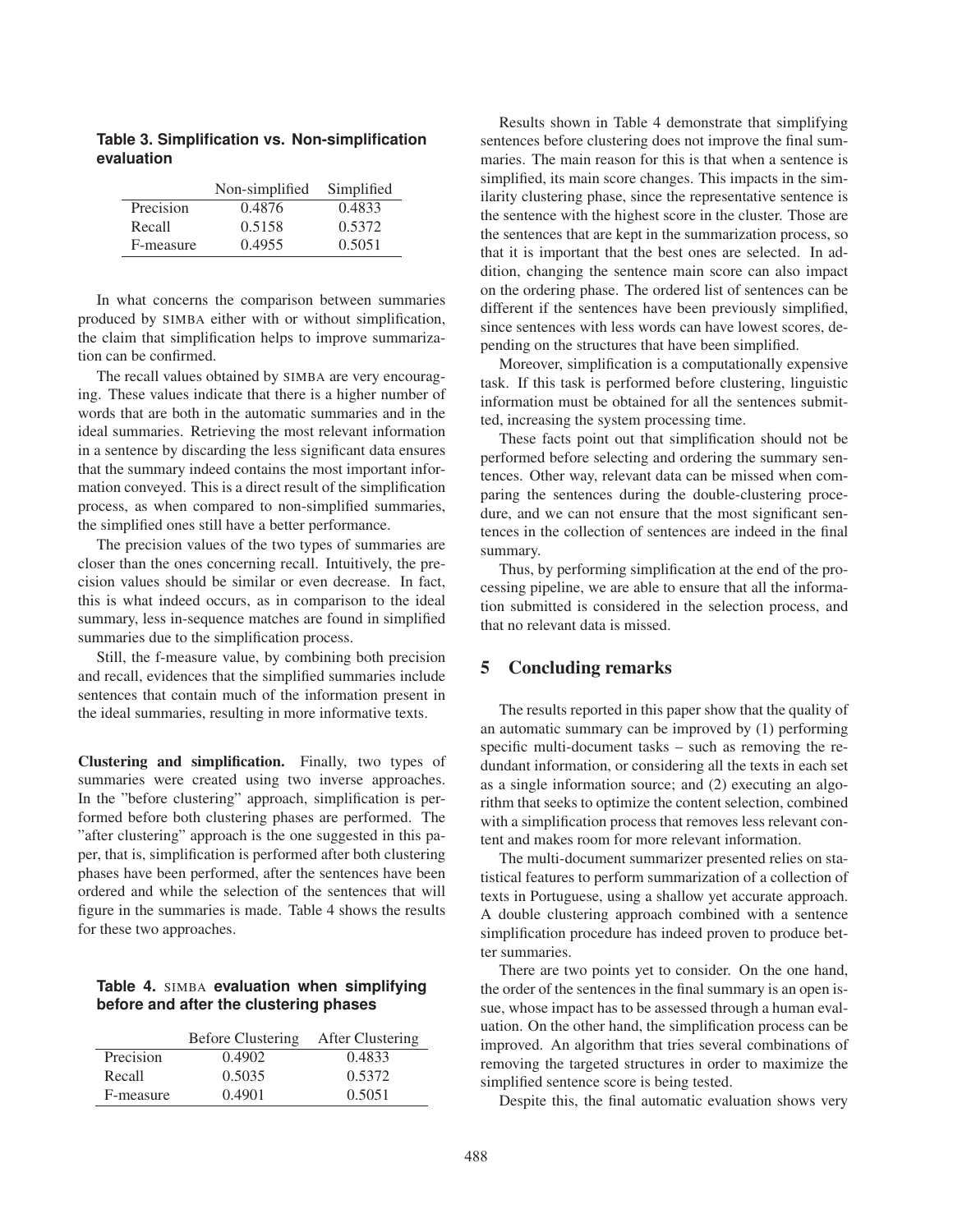**Table 3. Simplification vs. Non-simplification evaluation**

| | Non-simplified | Simplified |
|---|---|---|
| Precision | 0.4876 | 0.4833 |
| Recall | 0.5158 | 0.5372 |
| F-measure | 0.4955 | 0.5051 |

In what concerns the comparison between summaries produced by SIMBA either with or without simplification, the claim that simplification helps to improve summarization can be confirmed.

The recall values obtained by SIMBA are very encouraging. These values indicate that there is a higher number of words that are both in the automatic summaries and in the ideal summaries. Retrieving the most relevant information in a sentence by discarding the less significant data ensures that the summary indeed contains the most important information conveyed. This is a direct result of the simplification process, as when compared to non-simplified summaries, the simplified ones still have a better performance.

The precision values of the two types of summaries are closer than the ones concerning recall. Intuitively, the precision values should be similar or even decrease. In fact, this is what indeed occurs, as in comparison to the ideal summary, less in-sequence matches are found in simplified summaries due to the simplification process.

Still, the f-measure value, by combining both precision and recall, evidences that the simplified summaries include sentences that contain much of the information present in the ideal summaries, resulting in more informative texts.

**Clustering and simplification.** Finally, two types of summaries were created using two inverse approaches. In the "before clustering" approach, simplification is performed before both clustering phases are performed. The "after clustering" approach is the one suggested in this paper, that is, simplification is performed after both clustering phases have been performed, after the sentences have been ordered and while the selection of the sentences that will figure in the summaries is made. Table 4 shows the results for these two approaches.

**Table 4. SIMBA evaluation when simplifying before and after the clustering phases**

| | Before Clustering | After Clustering |
|---|---|---|
| Precision | 0.4902 | 0.4833 |
| Recall | 0.5035 | 0.5372 |
| F-measure | 0.4901 | 0.5051 |

Results shown in Table 4 demonstrate that simplifying sentences before clustering does not improve the final summaries. The main reason for this is that when a sentence is simplified, its main score changes. This impacts in the similarity clustering phase, since the representative sentence is the sentence with the highest score in the cluster. Those are the sentences that are kept in the summarization process, so that it is important that the best ones are selected. In addition, changing the sentence main score can also impact on the ordering phase. The ordered list of sentences can be different if the sentences have been previously simplified, since sentences with less words can have lowest scores, depending on the structures that have been simplified.

Moreover, simplification is a computationally expensive task. If this task is performed before clustering, linguistic information must be obtained for all the sentences submitted, increasing the system processing time.

These facts point out that simplification should not be performed before selecting and ordering the summary sentences. Other way, relevant data can be missed when comparing the sentences during the double-clustering procedure, and we can not ensure that the most significant sentences in the collection of sentences are indeed in the final summary.

Thus, by performing simplification at the end of the processing pipeline, we are able to ensure that all the information submitted is considered in the selection process, and that no relevant data is missed.

## 5 Concluding remarks

The results reported in this paper show that the quality of an automatic summary can be improved by (1) performing specific multi-document tasks – such as removing the redundant information, or considering all the texts in each set as a single information source; and (2) executing an algorithm that seeks to optimize the content selection, combined with a simplification process that removes less relevant content and makes room for more relevant information.

The multi-document summarizer presented relies on statistical features to perform summarization of a collection of texts in Portuguese, using a shallow yet accurate approach. A double clustering approach combined with a sentence simplification procedure has indeed proven to produce better summaries.

There are two points yet to consider. On the one hand, the order of the sentences in the final summary is an open issue, whose impact has to be assessed through a human evaluation. On the other hand, the simplification process can be improved. An algorithm that tries several combinations of removing the targeted structures in order to maximize the simplified sentence score is being tested.

Despite this, the final automatic evaluation shows very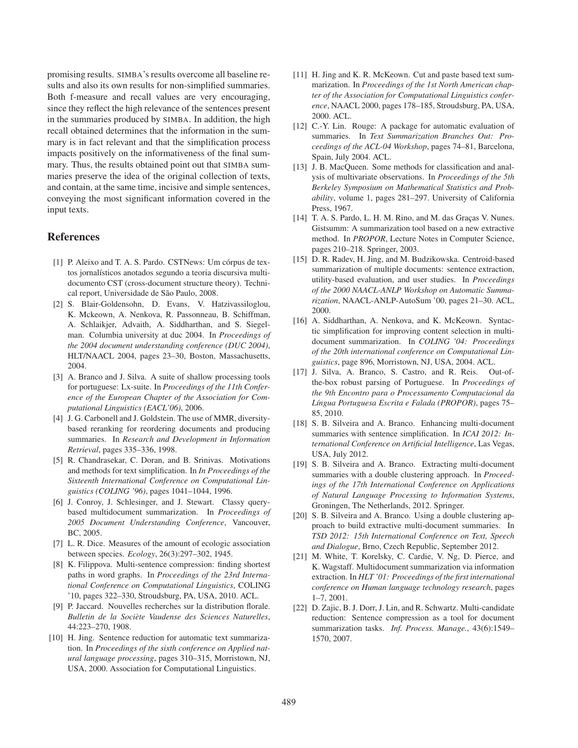promising results. SIMBA's results overcome all baseline results and also its own results for non-simplified summaries. Both f-measure and recall values are very encouraging, since they reflect the high relevance of the sentences present in the summaries produced by SIMBA. In addition, the high recall obtained determines that the information in the summary is in fact relevant and that the simplification process impacts positively on the informativeness of the final summary. Thus, the results obtained point out that SIMBA summaries preserve the idea of the original collection of texts, and contain, at the same time, incisive and simple sentences, conveying the most significant information covered in the input texts.

## References

[1] P. Aleixo and T. A. S. Pardo. CSTNews: Um córpus de textos jornalísticos anotados segundo a teoria discursiva multidocumento CST (cross-document structure theory). Technical report, Universidade de São Paulo, 2008.

[2] S. Blair-Goldensohn, D. Evans, V. Hatzivassiloglou, K. Mckeown, A. Nenkova, R. Passonneau, B. Schiffman, A. Schlaikjer, Advaith, A. Siddharthan, and S. Siegelman. Columbia university at duc 2004. In *Proceedings of the 2004 document understanding conference (DUC 2004)*, HLT/NAACL 2004, pages 23–30, Boston, Massachusetts, 2004.

[3] A. Branco and J. Silva. A suite of shallow processing tools for portuguese: Lx-suite. In *Proceedings of the 11th Conference of the European Chapter of the Association for Computational Linguistics (EACL'06)*, 2006.

[4] J. G. Carbonell and J. Goldstein. The use of MMR, diversity-based reranking for reordering documents and producing summaries. In *Research and Development in Information Retrieval*, pages 335–336, 1998.

[5] R. Chandrasekar, C. Doran, and B. Srinivas. Motivations and methods for text simplification. In *In Proceedings of the Sixteenth International Conference on Computational Linguistics (COLING '96)*, pages 1041–1044, 1996.

[6] J. Conroy, J. Schlesinger, and J. Stewart. Classy query-based multidocument summarization. In *Proceedings of 2005 Document Understanding Conference*, Vancouver, BC, 2005.

[7] L. R. Dice. Measures of the amount of ecologic association between species. *Ecology*, 26(3):297–302, 1945.

[8] K. Filippova. Multi-sentence compression: finding shortest paths in word graphs. In *Proceedings of the 23rd International Conference on Computational Linguistics*, COLING '10, pages 322–330, Stroudsburg, PA, USA, 2010. ACL.

[9] P. Jaccard. Nouvelles recherches sur la distribution florale. *Bulletin de la Sociète Vaudense des Sciences Naturelles*, 44:223–270, 1908.

[10] H. Jing. Sentence reduction for automatic text summarization. In *Proceedings of the sixth conference on Applied natural language processing*, pages 310–315, Morristown, NJ, USA, 2000. Association for Computational Linguistics.

[11] H. Jing and K. R. McKeown. Cut and paste based text summarization. In *Proceedings of the 1st North American chapter of the Association for Computational Linguistics conference*, NAACL 2000, pages 178–185, Stroudsburg, PA, USA, 2000. ACL.

[12] C.-Y. Lin. Rouge: A package for automatic evaluation of summaries. In *Text Summarization Branches Out: Proceedings of the ACL-04 Workshop*, pages 74–81, Barcelona, Spain, July 2004. ACL.

[13] J. B. MacQueen. Some methods for classification and analysis of multivariate observations. In *Proceedings of the 5th Berkeley Symposium on Mathematical Statistics and Probability*, volume 1, pages 281–297. University of California Press, 1967.

[14] T. A. S. Pardo, L. H. M. Rino, and M. das Graças V. Nunes. Gistsumm: A summarization tool based on a new extractive method. In *PROPOR*, Lecture Notes in Computer Science, pages 210–218. Springer, 2003.

[15] D. R. Radev, H. Jing, and M. Budzikowska. Centroid-based summarization of multiple documents: sentence extraction, utility-based evaluation, and user studies. In *Proceedings of the 2000 NAACL-ANLP Workshop on Automatic Summarization*, NAACL-ANLP-AutoSum '00, pages 21–30. ACL, 2000.

[16] A. Siddharthan, A. Nenkova, and K. McKeown. Syntactic simplification for improving content selection in multi-document summarization. In *COLING '04: Proceedings of the 20th international conference on Computational Linguistics*, page 896, Morristown, NJ, USA, 2004. ACL.

[17] J. Silva, A. Branco, S. Castro, and R. Reis. Out-of-the-box robust parsing of Portuguese. In *Proceedings of the 9th Encontro para o Processamento Computacional da Língua Portuguesa Escrita e Falada (PROPOR)*, pages 75–85, 2010.

[18] S. B. Silveira and A. Branco. Enhancing multi-document summaries with sentence simplification. In *ICAI 2012: International Conference on Artificial Intelligence*, Las Vegas, USA, July 2012.

[19] S. B. Silveira and A. Branco. Extracting multi-document summaries with a double clustering approach. In *Proceedings of the 17th International Conference on Applications of Natural Language Processing to Information Systems*, Groningen, The Netherlands, 2012. Springer.

[20] S. B. Silveira and A. Branco. Using a double clustering approach to build extractive multi-document summaries. In *TSD 2012: 15th International Conference on Text, Speech and Dialogue*, Brno, Czech Republic, September 2012.

[21] M. White, T. Korelsky, C. Cardie, V. Ng, D. Pierce, and K. Wagstaff. Multidocument summarization via information extraction. In *HLT '01: Proceedings of the first international conference on Human language technology research*, pages 1–7, 2001.

[22] D. Zajic, B. J. Dorr, J. Lin, and R. Schwartz. Multi-candidate reduction: Sentence compression as a tool for document summarization tasks. *Inf. Process. Manage.*, 43(6):1549–1570, 2007.